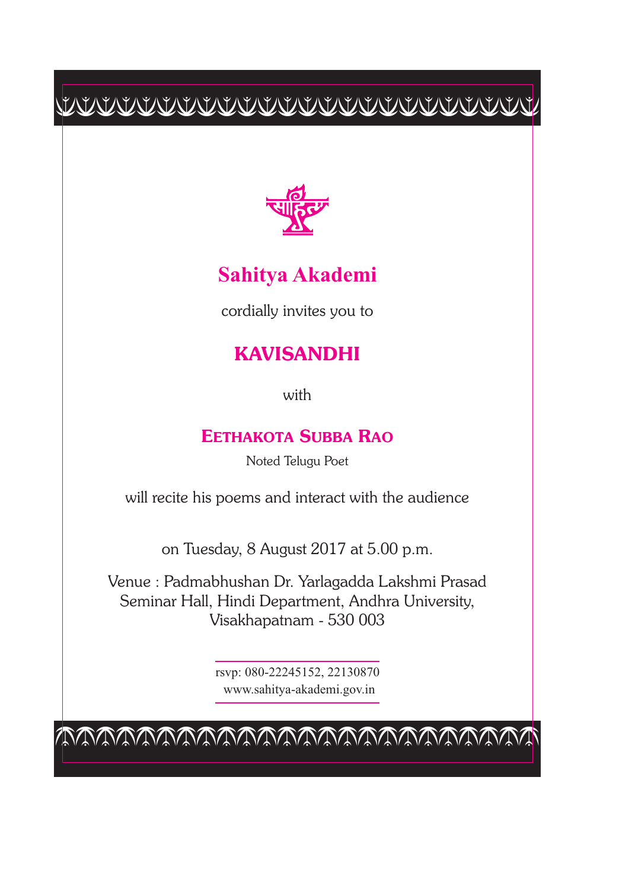# Sahitya Akademi

cordially invites you to

## KAVISANDHI

with

### EETHAKOTA SUBBA RAO

Noted Telugu Poet

will recite his poems and interact with the audience

on Tuesday, 8 August 2017 at 5.00 p.m.

Venue : Padmabhushan Dr. Yarlagadda Lakshmi Prasad Seminar Hall, Hindi Department, Andhra University, Visakhapatnam - 530 003

rsvp: 080-22245152, 22130870
www.sahitya-akademi.gov.in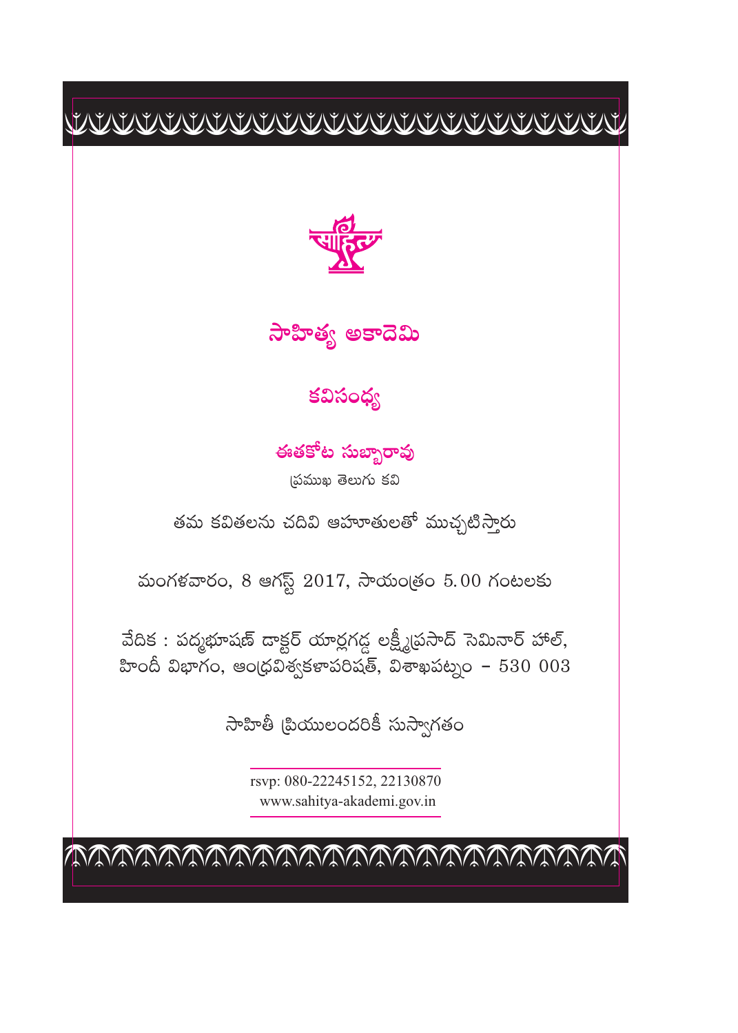# సాహిత్య అకాడెమి

## కవిసంధ్య

### ఈతకోట సుబ్బారావు

ప్రముఖ తెలుగు కవి

తమ కవితలను చదివి ఆహూతులతో ముచ్చటిస్తారు

మంగళవారం, 8 ఆగస్ట్ 2017, సాయంత్రం 5.00 గంటలకు

వేదిక : పద్మభూషణ్ డాక్టర్ యార్లగడ్డ లక్ష్మీప్రసాద్ సెమినార్ హాల్,
హిందీ విభాగం, ఆంధ్రవిశ్వకళాపరిషత్, విశాఖపట్నం – 530 003

సాహితీ ప్రియులందరికీ సుస్వాగతం

rsvp: 080-22245152, 22130870
www.sahitya-akademi.gov.in